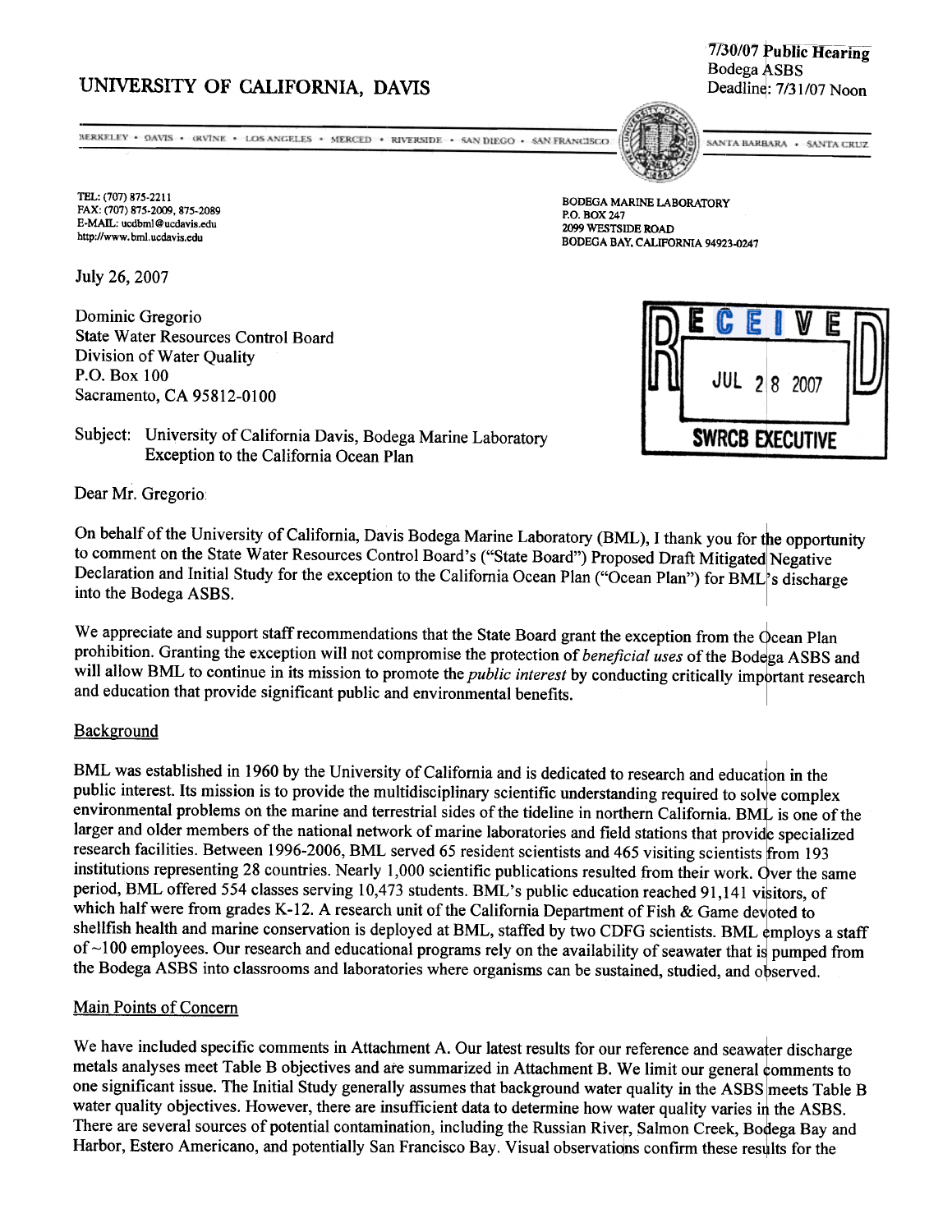7/30/07 Public Hearing
Bodega ASBS
Deadline: 7/31/07 Noon

# UNIVERSITY OF CALIFORNIA, DAVIS

BERKELEY • DAVIS • IRVINE • LOS ANGELES • MERCED • RIVERSIDE • SAN DIEGO • SAN FRANCISCO | SANTA BARBARA • SANTA CRUZ

TEL: (707) 875-2211
FAX: (707) 875-2009, 875-2089
E-MAIL: ucdbml@ucdavis.edu
http://www.bml.ucdavis.edu

BODEGA MARINE LABORATORY
P.O. BOX 247
2099 WESTSIDE ROAD
BODEGA BAY, CALIFORNIA 94923-0247

RECEIVED
JUL 28 2007
SWRCB EXECUTIVE

July 26, 2007

Dominic Gregorio
State Water Resources Control Board
Division of Water Quality
P.O. Box 100
Sacramento, CA 95812-0100

Subject: University of California Davis, Bodega Marine Laboratory
Exception to the California Ocean Plan

Dear Mr. Gregorio:

On behalf of the University of California, Davis Bodega Marine Laboratory (BML), I thank you for the opportunity to comment on the State Water Resources Control Board's ("State Board") Proposed Draft Mitigated Negative Declaration and Initial Study for the exception to the California Ocean Plan ("Ocean Plan") for BML's discharge into the Bodega ASBS.

We appreciate and support staff recommendations that the State Board grant the exception from the Ocean Plan prohibition. Granting the exception will not compromise the protection of *beneficial uses* of the Bodega ASBS and will allow BML to continue in its mission to promote the *public interest* by conducting critically important research and education that provide significant public and environmental benefits.

## Background

BML was established in 1960 by the University of California and is dedicated to research and education in the public interest. Its mission is to provide the multidisciplinary scientific understanding required to solve complex environmental problems on the marine and terrestrial sides of the tideline in northern California. BML is one of the larger and older members of the national network of marine laboratories and field stations that provide specialized research facilities. Between 1996-2006, BML served 65 resident scientists and 465 visiting scientists from 193 institutions representing 28 countries. Nearly 1,000 scientific publications resulted from their work. Over the same period, BML offered 554 classes serving 10,473 students. BML's public education reached 91,141 visitors, of which half were from grades K-12. A research unit of the California Department of Fish & Game devoted to shellfish health and marine conservation is deployed at BML, staffed by two CDFG scientists. BML employs a staff of ~100 employees. Our research and educational programs rely on the availability of seawater that is pumped from the Bodega ASBS into classrooms and laboratories where organisms can be sustained, studied, and observed.

## Main Points of Concern

We have included specific comments in Attachment A. Our latest results for our reference and seawater discharge metals analyses meet Table B objectives and are summarized in Attachment B. We limit our general comments to one significant issue. The Initial Study generally assumes that background water quality in the ASBS meets Table B water quality objectives. However, there are insufficient data to determine how water quality varies in the ASBS. There are several sources of potential contamination, including the Russian River, Salmon Creek, Bodega Bay and Harbor, Estero Americano, and potentially San Francisco Bay. Visual observations confirm these results for the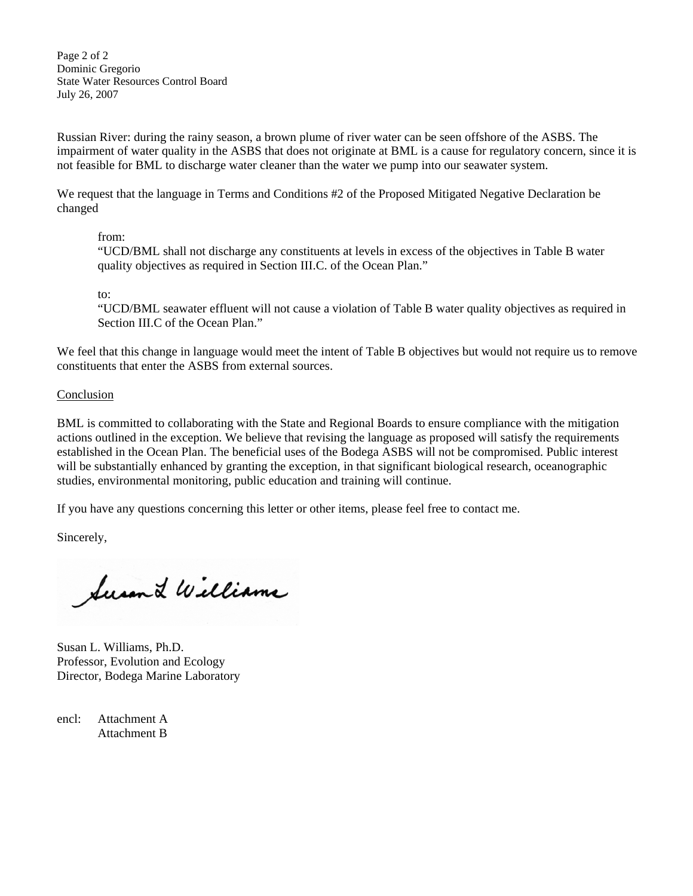Russian River: during the rainy season, a brown plume of river water can be seen offshore of the ASBS. The impairment of water quality in the ASBS that does not originate at BML is a cause for regulatory concern, since it is not feasible for BML to discharge water cleaner than the water we pump into our seawater system.

We request that the language in Terms and Conditions #2 of the Proposed Mitigated Negative Declaration be changed

> from:
> "UCD/BML shall not discharge any constituents at levels in excess of the objectives in Table B water quality objectives as required in Section III.C. of the Ocean Plan."
>
> to:
> "UCD/BML seawater effluent will not cause a violation of Table B water quality objectives as required in Section III.C of the Ocean Plan."

We feel that this change in language would meet the intent of Table B objectives but would not require us to remove constituents that enter the ASBS from external sources.

<u>Conclusion</u>

BML is committed to collaborating with the State and Regional Boards to ensure compliance with the mitigation actions outlined in the exception. We believe that revising the language as proposed will satisfy the requirements established in the Ocean Plan. The beneficial uses of the Bodega ASBS will not be compromised. Public interest will be substantially enhanced by granting the exception, in that significant biological research, oceanographic studies, environmental monitoring, public education and training will continue.

If you have any questions concerning this letter or other items, please feel free to contact me.

Sincerely,

Susan L Williams

Susan L. Williams, Ph.D.
Professor, Evolution and Ecology
Director, Bodega Marine Laboratory

encl: Attachment A
Attachment B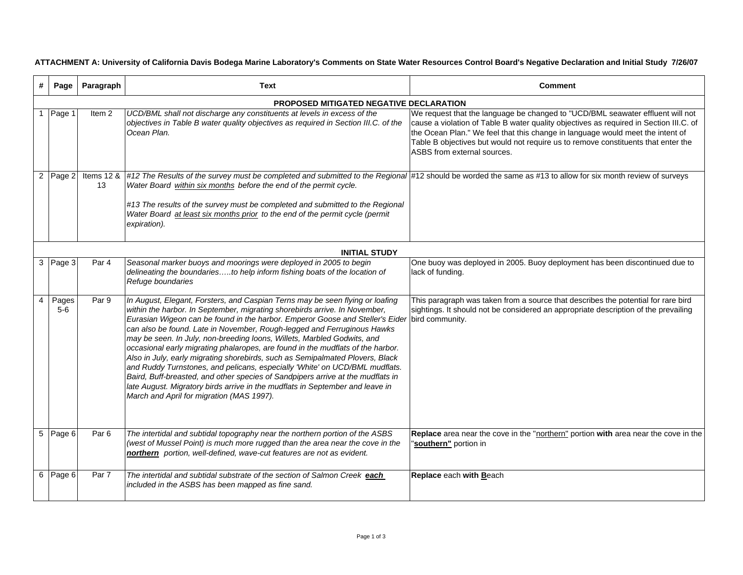**ATTACHMENT A: University of California Davis Bodega Marine Laboratory's Comments on State Water Resources Control Board's Negative Declaration and Initial Study 7/26/07**

| # | Page | Paragraph | Text | Comment |
|---|---|---|---|---|
| | | | **PROPOSED MITIGATED NEGATIVE DECLARATION** | |
| 1 | Page 1 | Item 2 | *UCD/BML shall not discharge any constituents at levels in excess of the objectives in Table B water quality objectives as required in Section III.C. of the Ocean Plan.* | We request that the language be changed to "UCD/BML seawater effluent will not cause a violation of Table B water quality objectives as required in Section III.C. of the Ocean Plan." We feel that this change in language would meet the intent of Table B objectives but would not require us to remove constituents that enter the ASBS from external sources. |
| 2 | Page 2 | Items 12 & 13 | *#12 The Results of the survey must be completed and submitted to the Regional Water Board within six months before the end of the permit cycle.*<br><br>*#13 The results of the survey must be completed and submitted to the Regional Water Board at least six months prior to the end of the permit cycle (permit expiration).* | #12 should be worded the same as #13 to allow for six month review of surveys |
| | | | **INITIAL STUDY** | |
| 3 | Page 3 | Par 4 | *Seasonal marker buoys and moorings were deployed in 2005 to begin delineating the boundaries…..to help inform fishing boats of the location of Refuge boundaries* | One buoy was deployed in 2005. Buoy deployment has been discontinued due to lack of funding. |
| 4 | Pages 5-6 | Par 9 | *In August, Elegant, Forsters, and Caspian Terns may be seen flying or loafing within the harbor. In September, migrating shorebirds arrive. In November, Eurasian Wigeon can be found in the harbor. Emperor Goose and Steller's Eider can also be found. Late in November, Rough-legged and Ferruginous Hawks may be seen. In July, non-breeding loons, Willets, Marbled Godwits, and occasional early migrating phalaropes, are found in the mudflats of the harbor. Also in July, early migrating shorebirds, such as Semipalmated Plovers, Black and Ruddy Turnstones, and pelicans, especially 'White' on UCD/BML mudflats. Baird, Buff-breasted, and other species of Sandpipers arrive at the mudflats in late August. Migratory birds arrive in the mudflats in September and leave in March and April for migration (MAS 1997).* | This paragraph was taken from a source that describes the potential for rare bird sightings. It should not be considered an appropriate description of the prevailing bird community. |
| 5 | Page 6 | Par 6 | *The intertidal and subtidal topography near the northern portion of the ASBS (west of Mussel Point) is much more rugged than the area near the cove in the* ***northern*** *portion, well-defined, wave-cut features are not as evident.* | **Replace** area near the cove in the "northern" portion **with** area near the cove in the "**southern"** portion in |
| 6 | Page 6 | Par 7 | *The intertidal and subtidal substrate of the section of Salmon Creek* ***each*** *included in the ASBS has been mapped as fine sand.* | **Replace** each **with B**each |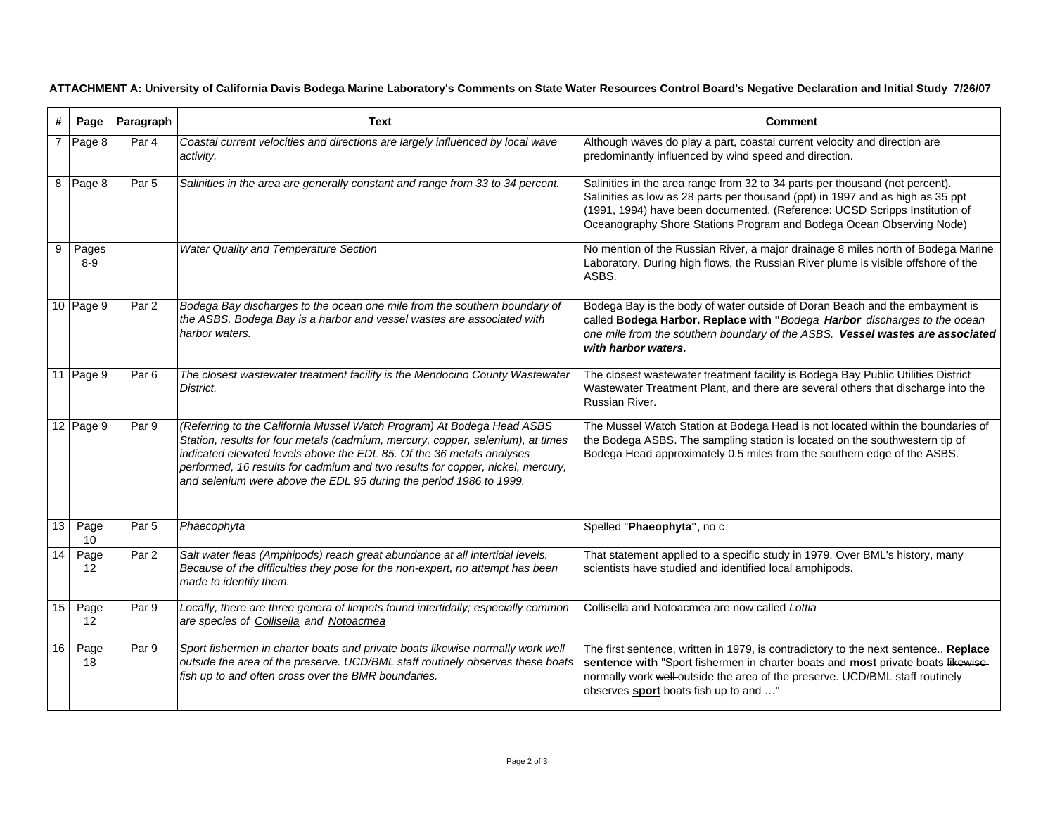**ATTACHMENT A: University of California Davis Bodega Marine Laboratory's Comments on State Water Resources Control Board's Negative Declaration and Initial Study 7/26/07**

| # | Page | Paragraph | Text | Comment |
|---|---|---|---|---|
| 7 | Page 8 | Par 4 | *Coastal current velocities and directions are largely influenced by local wave activity.* | Although waves do play a part, coastal current velocity and direction are predominantly influenced by wind speed and direction. |
| 8 | Page 8 | Par 5 | *Salinities in the area are generally constant and range from 33 to 34 percent.* | Salinities in the area range from 32 to 34 parts per thousand (not percent). Salinities as low as 28 parts per thousand (ppt) in 1997 and as high as 35 ppt (1991, 1994) have been documented. (Reference: UCSD Scripps Institution of Oceanography Shore Stations Program and Bodega Ocean Observing Node) |
| 9 | Pages 8-9 | | *Water Quality and Temperature Section* | No mention of the Russian River, a major drainage 8 miles north of Bodega Marine Laboratory. During high flows, the Russian River plume is visible offshore of the ASBS. |
| 10 | Page 9 | Par 2 | *Bodega Bay discharges to the ocean one mile from the southern boundary of the ASBS. Bodega Bay is a harbor and vessel wastes are associated with harbor waters.* | Bodega Bay is the body of water outside of Doran Beach and the embayment is called **Bodega Harbor. Replace with "***Bodega **Harbor** discharges to the ocean one mile from the southern boundary of the ASBS. **Vessel wastes are associated with harbor waters.*** |
| 11 | Page 9 | Par 6 | *The closest wastewater treatment facility is the Mendocino County Wastewater District.* | The closest wastewater treatment facility is Bodega Bay Public Utilities District Wastewater Treatment Plant, and there are several others that discharge into the Russian River. |
| 12 | Page 9 | Par 9 | *(Referring to the California Mussel Watch Program) At Bodega Head ASBS Station, results for four metals (cadmium, mercury, copper, selenium), at times indicated elevated levels above the EDL 85. Of the 36 metals analyses performed, 16 results for cadmium and two results for copper, nickel, mercury, and selenium were above the EDL 95 during the period 1986 to 1999.* | The Mussel Watch Station at Bodega Head is not located within the boundaries of the Bodega ASBS. The sampling station is located on the southwestern tip of Bodega Head approximately 0.5 miles from the southern edge of the ASBS. |
| 13 | Page 10 | Par 5 | *Phaecophyta* | Spelled "**Phaeophyta"**, no c |
| 14 | Page 12 | Par 2 | *Salt water fleas (Amphipods) reach great abundance at all intertidal levels. Because of the difficulties they pose for the non-expert, no attempt has been made to identify them.* | That statement applied to a specific study in 1979. Over BML's history, many scientists have studied and identified local amphipods. |
| 15 | Page 12 | Par 9 | *Locally, there are three genera of limpets found intertidally; especially common are species of Collisella and Notoacmea* | Collisella and Notoacmea are now called *Lottia* |
| 16 | Page 18 | Par 9 | *Sport fishermen in charter boats and private boats likewise normally work well outside the area of the preserve. UCD/BML staff routinely observes these boats fish up to and often cross over the BMR boundaries.* | The first sentence, written in 1979, is contradictory to the next sentence.. **Replace sentence with** "Sport fishermen in charter boats and **most** private boats ~~likewise~~ normally work ~~well~~ outside the area of the preserve. UCD/BML staff routinely observes **sport** boats fish up to and …" |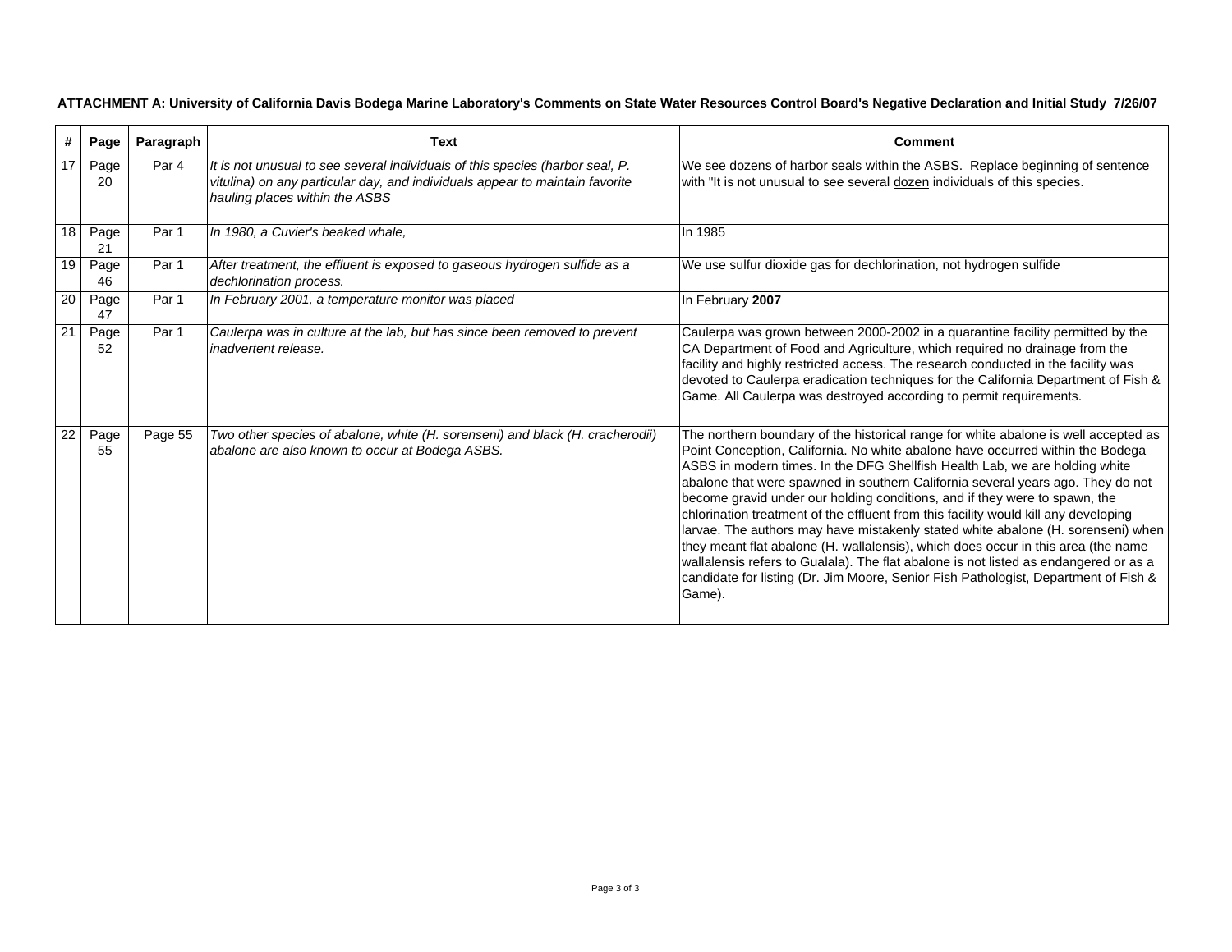**ATTACHMENT A: University of California Davis Bodega Marine Laboratory's Comments on State Water Resources Control Board's Negative Declaration and Initial Study 7/26/07**

| # | Page | Paragraph | Text | Comment |
|---|---|---|---|---|
| 17 | Page 20 | Par 4 | *It is not unusual to see several individuals of this species (harbor seal, P. vitulina) on any particular day, and individuals appear to maintain favorite hauling places within the ASBS* | We see dozens of harbor seals within the ASBS. Replace beginning of sentence with "It is not unusual to see several <u>dozen</u> individuals of this species. |
| 18 | Page 21 | Par 1 | *In 1980, a Cuvier's beaked whale,* | In 1985 |
| 19 | Page 46 | Par 1 | *After treatment, the effluent is exposed to gaseous hydrogen sulfide as a dechlorination process.* | We use sulfur dioxide gas for dechlorination, not hydrogen sulfide |
| 20 | Page 47 | Par 1 | *In February 2001, a temperature monitor was placed* | In February **2007** |
| 21 | Page 52 | Par 1 | *Caulerpa was in culture at the lab, but has since been removed to prevent inadvertent release.* | Caulerpa was grown between 2000-2002 in a quarantine facility permitted by the CA Department of Food and Agriculture, which required no drainage from the facility and highly restricted access. The research conducted in the facility was devoted to Caulerpa eradication techniques for the California Department of Fish & Game. All Caulerpa was destroyed according to permit requirements. |
| 22 | Page 55 | Page 55 | *Two other species of abalone, white (H. sorenseni) and black (H. cracherodii) abalone are also known to occur at Bodega ASBS.* | The northern boundary of the historical range for white abalone is well accepted as Point Conception, California. No white abalone have occurred within the Bodega ASBS in modern times. In the DFG Shellfish Health Lab, we are holding white abalone that were spawned in southern California several years ago. They do not become gravid under our holding conditions, and if they were to spawn, the chlorination treatment of the effluent from this facility would kill any developing larvae. The authors may have mistakenly stated white abalone (H. sorenseni) when they meant flat abalone (H. wallalensis), which does occur in this area (the name wallalensis refers to Gualala). The flat abalone is not listed as endangered or as a candidate for listing (Dr. Jim Moore, Senior Fish Pathologist, Department of Fish & Game). |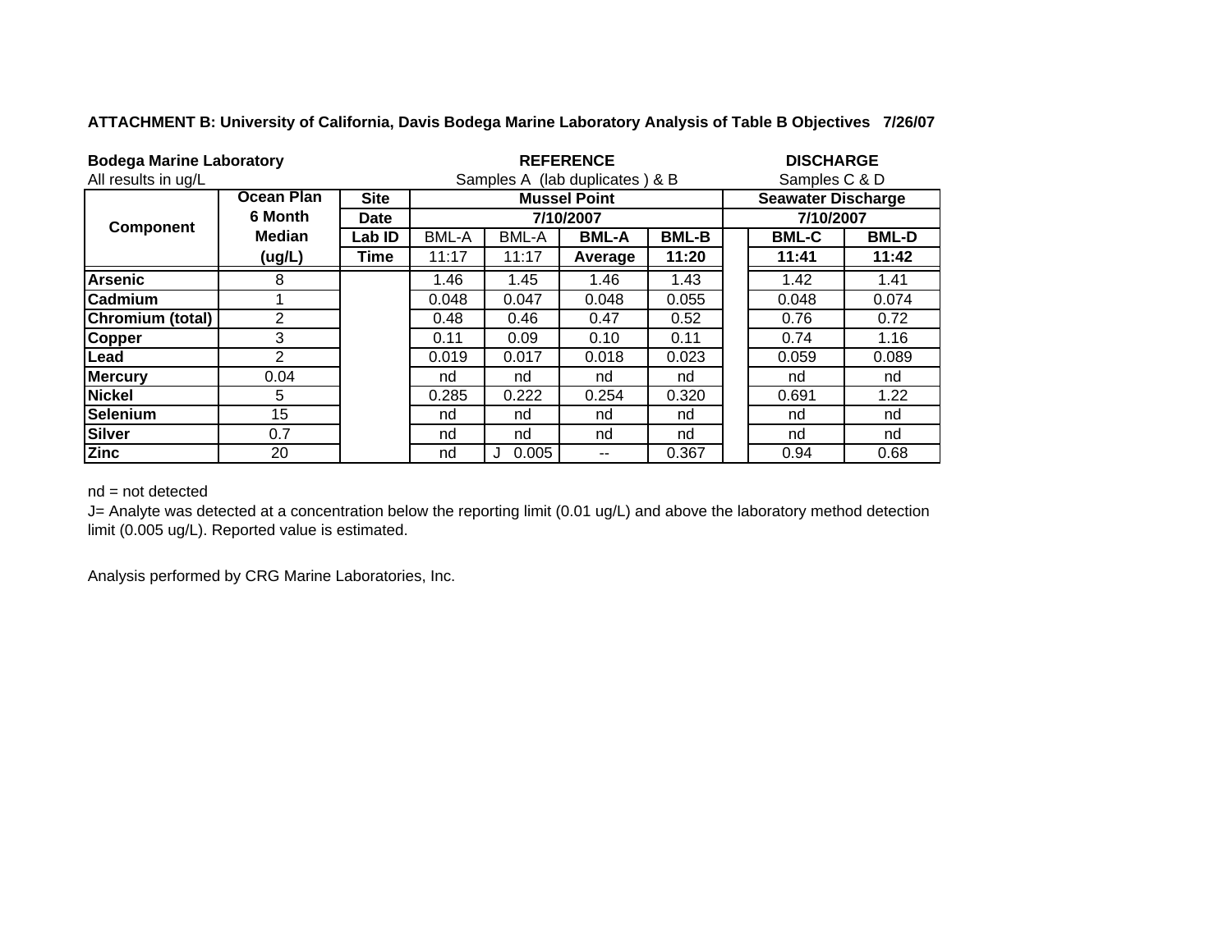**ATTACHMENT B: University of California, Davis Bodega Marine Laboratory Analysis of Table B Objectives 7/26/07**

**Bodega Marine Laboratory**
All results in ug/L

| Component | Ocean Plan 6 Month Median (ug/L) | Site | REFERENCE Samples A (lab duplicates ) & B — Mussel Point | | | | | DISCHARGE Samples C & D — Seawater Discharge | |
|---|---|---|---|---|---|---|---|---|---|
| | | Date | 7/10/2007 | | | | | 7/10/2007 | |
| | | Lab ID | BML-A | BML-A | **BML-A** | **BML-B** | | **BML-C** | **BML-D** |
| | | Time | 11:17 | 11:17 | **Average** | **11:20** | | **11:41** | **11:42** |
| **Arsenic** | 8 | | 1.46 | 1.45 | 1.46 | 1.43 | | 1.42 | 1.41 |
| **Cadmium** | 1 | | 0.048 | 0.047 | 0.048 | 0.055 | | 0.048 | 0.074 |
| **Chromium (total)** | 2 | | 0.48 | 0.46 | 0.47 | 0.52 | | 0.76 | 0.72 |
| **Copper** | 3 | | 0.11 | 0.09 | 0.10 | 0.11 | | 0.74 | 1.16 |
| **Lead** | 2 | | 0.019 | 0.017 | 0.018 | 0.023 | | 0.059 | 0.089 |
| **Mercury** | 0.04 | | nd | nd | nd | nd | | nd | nd |
| **Nickel** | 5 | | 0.285 | 0.222 | 0.254 | 0.320 | | 0.691 | 1.22 |
| **Selenium** | 15 | | nd | nd | nd | nd | | nd | nd |
| **Silver** | 0.7 | | nd | nd | nd | nd | | nd | nd |
| **Zinc** | 20 | | nd | J 0.005 | -- | 0.367 | | 0.94 | 0.68 |

nd = not detected

J= Analyte was detected at a concentration below the reporting limit (0.01 ug/L) and above the laboratory method detection limit (0.005 ug/L). Reported value is estimated.

Analysis performed by CRG Marine Laboratories, Inc.